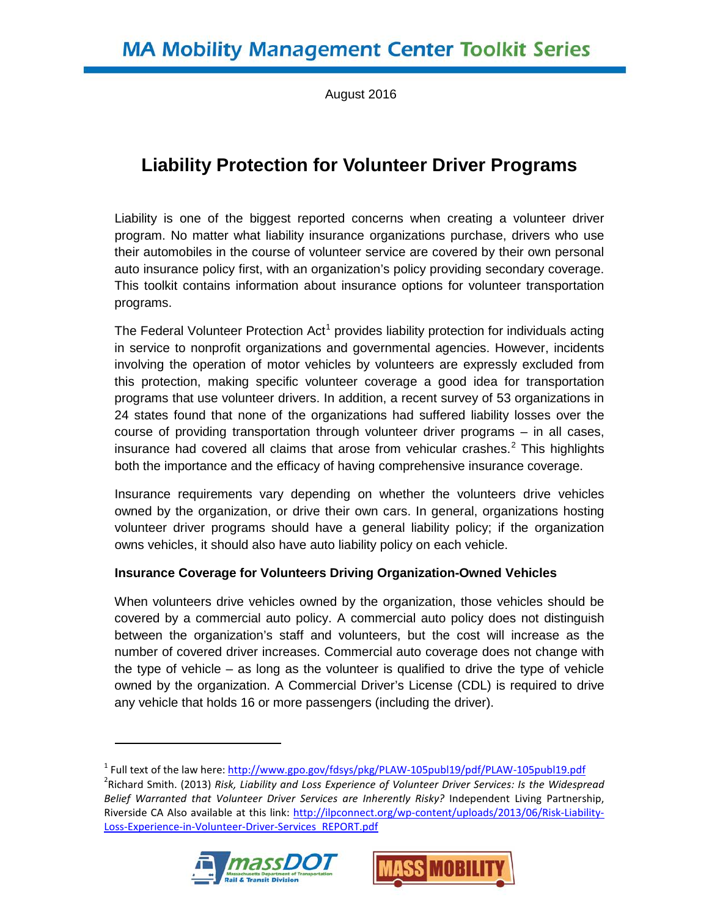# MA Mobility Management Center Toolkit Series

August 2016

## Liability Protection for Volunteer Driver Programs

Liability is one of the biggest reported concerns when creating a volunteer driver program. No matter what liability insurance organizations purchase, drivers who use their automobiles in the course of volunteer service are covered by their own personal auto insurance policy first, with an organization's policy providing secondary coverage. This toolkit contains information about insurance options for volunteer transportation programs.

The Federal Volunteer Protection Act[1] provides liability protection for individuals acting in service to nonprofit organizations and governmental agencies. However, incidents involving the operation of motor vehicles by volunteers are expressly excluded from this protection, making specific volunteer coverage a good idea for transportation programs that use volunteer drivers. In addition, a recent survey of 53 organizations in 24 states found that none of the organizations had suffered liability losses over the course of providing transportation through volunteer driver programs – in all cases, insurance had covered all claims that arose from vehicular crashes.[2] This highlights both the importance and the efficacy of having comprehensive insurance coverage.

Insurance requirements vary depending on whether the volunteers drive vehicles owned by the organization, or drive their own cars. In general, organizations hosting volunteer driver programs should have a general liability policy; if the organization owns vehicles, it should also have auto liability policy on each vehicle.

### Insurance Coverage for Volunteers Driving Organization-Owned Vehicles

When volunteers drive vehicles owned by the organization, those vehicles should be covered by a commercial auto policy. A commercial auto policy does not distinguish between the organization's staff and volunteers, but the cost will increase as the number of covered driver increases. Commercial auto coverage does not change with the type of vehicle – as long as the volunteer is qualified to drive the type of vehicle owned by the organization. A Commercial Driver's License (CDL) is required to drive any vehicle that holds 16 or more passengers (including the driver).

---

[1] Full text of the law here: http://www.gpo.gov/fdsys/pkg/PLAW-105publ19/pdf/PLAW-105publ19.pdf

[2] Richard Smith. (2013) *Risk, Liability and Loss Experience of Volunteer Driver Services: Is the Widespread Belief Warranted that Volunteer Driver Services are Inherently Risky?* Independent Living Partnership, Riverside CA Also available at this link: http://ilpconnect.org/wp-content/uploads/2013/06/Risk-Liability-Loss-Experience-in-Volunteer-Driver-Services_REPORT.pdf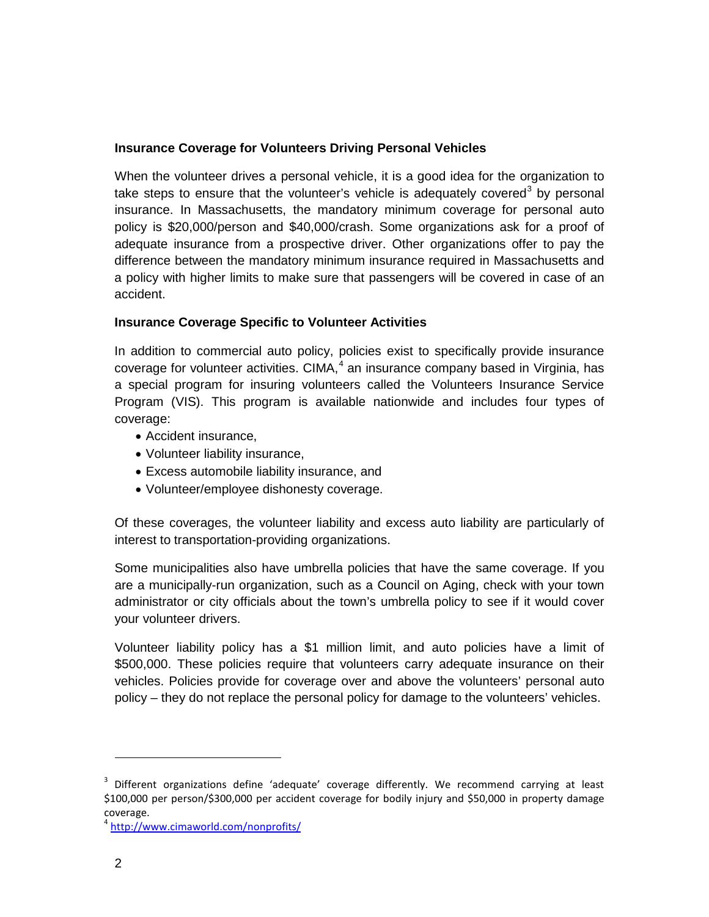**Insurance Coverage for Volunteers Driving Personal Vehicles**

When the volunteer drives a personal vehicle, it is a good idea for the organization to take steps to ensure that the volunteer's vehicle is adequately covered[3] by personal insurance. In Massachusetts, the mandatory minimum coverage for personal auto policy is $20,000/person and $40,000/crash. Some organizations ask for a proof of adequate insurance from a prospective driver. Other organizations offer to pay the difference between the mandatory minimum insurance required in Massachusetts and a policy with higher limits to make sure that passengers will be covered in case of an accident.

**Insurance Coverage Specific to Volunteer Activities**

In addition to commercial auto policy, policies exist to specifically provide insurance coverage for volunteer activities. CIMA,[4] an insurance company based in Virginia, has a special program for insuring volunteers called the Volunteers Insurance Service Program (VIS). This program is available nationwide and includes four types of coverage:

- Accident insurance,
- Volunteer liability insurance,
- Excess automobile liability insurance, and
- Volunteer/employee dishonesty coverage.

Of these coverages, the volunteer liability and excess auto liability are particularly of interest to transportation-providing organizations.

Some municipalities also have umbrella policies that have the same coverage. If you are a municipally-run organization, such as a Council on Aging, check with your town administrator or city officials about the town's umbrella policy to see if it would cover your volunteer drivers.

Volunteer liability policy has a $1 million limit, and auto policies have a limit of $500,000. These policies require that volunteers carry adequate insurance on their vehicles. Policies provide for coverage over and above the volunteers' personal auto policy – they do not replace the personal policy for damage to the volunteers' vehicles.

---

[3] Different organizations define 'adequate' coverage differently. We recommend carrying at least $100,000 per person/$300,000 per accident coverage for bodily injury and $50,000 in property damage coverage.

[4] http://www.cimaworld.com/nonprofits/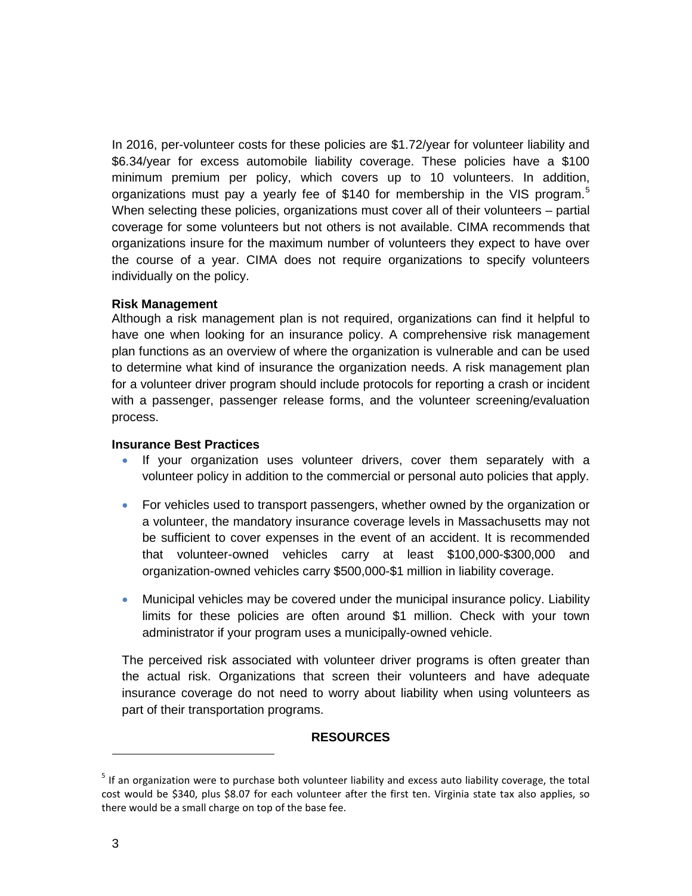In 2016, per-volunteer costs for these policies are $1.72/year for volunteer liability and $6.34/year for excess automobile liability coverage. These policies have a $100 minimum premium per policy, which covers up to 10 volunteers. In addition, organizations must pay a yearly fee of $140 for membership in the VIS program.[5] When selecting these policies, organizations must cover all of their volunteers – partial coverage for some volunteers but not others is not available. CIMA recommends that organizations insure for the maximum number of volunteers they expect to have over the course of a year. CIMA does not require organizations to specify volunteers individually on the policy.

**Risk Management**

Although a risk management plan is not required, organizations can find it helpful to have one when looking for an insurance policy. A comprehensive risk management plan functions as an overview of where the organization is vulnerable and can be used to determine what kind of insurance the organization needs. A risk management plan for a volunteer driver program should include protocols for reporting a crash or incident with a passenger, passenger release forms, and the volunteer screening/evaluation process.

**Insurance Best Practices**

- If your organization uses volunteer drivers, cover them separately with a volunteer policy in addition to the commercial or personal auto policies that apply.
- For vehicles used to transport passengers, whether owned by the organization or a volunteer, the mandatory insurance coverage levels in Massachusetts may not be sufficient to cover expenses in the event of an accident. It is recommended that volunteer-owned vehicles carry at least $100,000-$300,000 and organization-owned vehicles carry $500,000-$1 million in liability coverage.
- Municipal vehicles may be covered under the municipal insurance policy. Liability limits for these policies are often around $1 million. Check with your town administrator if your program uses a municipally-owned vehicle.

The perceived risk associated with volunteer driver programs is often greater than the actual risk. Organizations that screen their volunteers and have adequate insurance coverage do not need to worry about liability when using volunteers as part of their transportation programs.

**RESOURCES**

[5] If an organization were to purchase both volunteer liability and excess auto liability coverage, the total cost would be $340, plus $8.07 for each volunteer after the first ten. Virginia state tax also applies, so there would be a small charge on top of the base fee.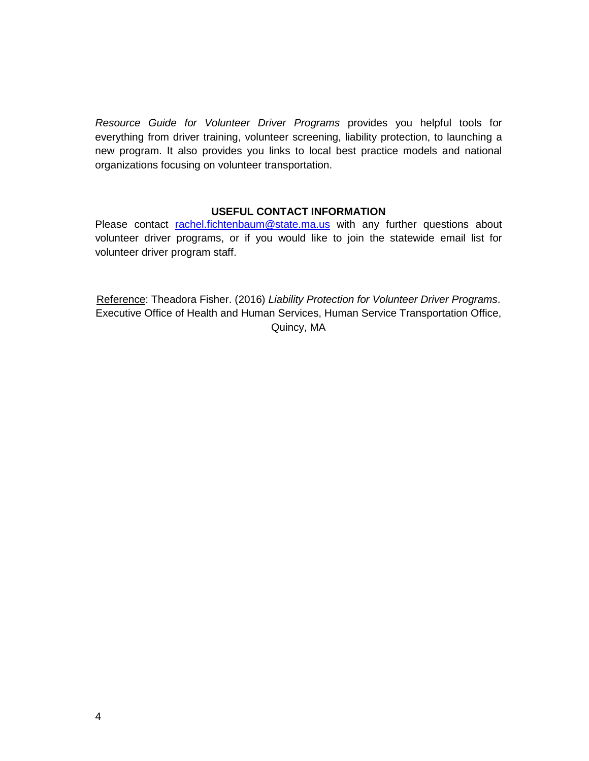*Resource Guide for Volunteer Driver Programs* provides you helpful tools for everything from driver training, volunteer screening, liability protection, to launching a new program. It also provides you links to local best practice models and national organizations focusing on volunteer transportation.

**USEFUL CONTACT INFORMATION**

Please contact rachel.fichtenbaum@state.ma.us with any further questions about volunteer driver programs, or if you would like to join the statewide email list for volunteer driver program staff.

Reference: Theadora Fisher. (2016) *Liability Protection for Volunteer Driver Programs*. Executive Office of Health and Human Services, Human Service Transportation Office, Quincy, MA